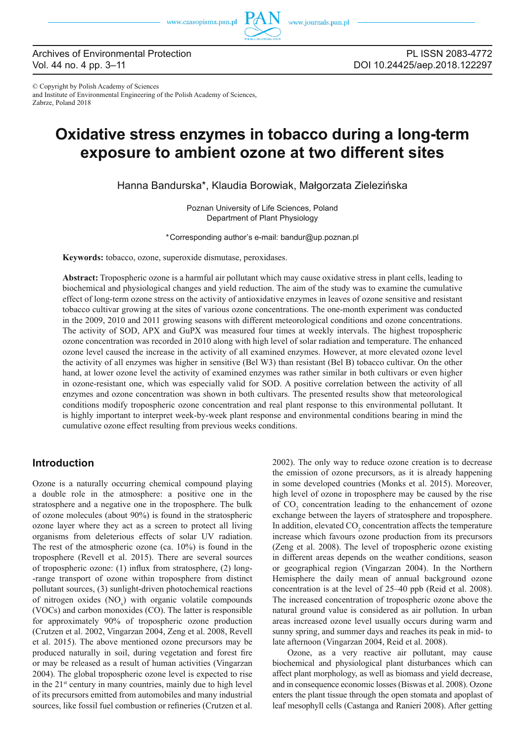© Copyright by Polish Academy of Sciences
and Institute of Environmental Engineering of the Polish Academy of Sciences,
Zabrze, Poland 2018

# Oxidative stress enzymes in tobacco during a long-term exposure to ambient ozone at two different sites

Hanna Bandurska*, Klaudia Borowiak, Małgorzata Zielezińska

Poznan University of Life Sciences, Poland
Department of Plant Physiology

*Corresponding author's e-mail: bandur@up.poznan.pl

**Keywords:** tobacco, ozone, superoxide dismutase, peroxidases.

**Abstract:** Tropospheric ozone is a harmful air pollutant which may cause oxidative stress in plant cells, leading to biochemical and physiological changes and yield reduction. The aim of the study was to examine the cumulative effect of long-term ozone stress on the activity of antioxidative enzymes in leaves of ozone sensitive and resistant tobacco cultivar growing at the sites of various ozone concentrations. The one-month experiment was conducted in the 2009, 2010 and 2011 growing seasons with different meteorological conditions and ozone concentrations. The activity of SOD, APX and GuPX was measured four times at weekly intervals. The highest tropospheric ozone concentration was recorded in 2010 along with high level of solar radiation and temperature. The enhanced ozone level caused the increase in the activity of all examined enzymes. However, at more elevated ozone level the activity of all enzymes was higher in sensitive (Bel W3) than resistant (Bel B) tobacco cultivar. On the other hand, at lower ozone level the activity of examined enzymes was rather similar in both cultivars or even higher in ozone-resistant one, which was especially valid for SOD. A positive correlation between the activity of all enzymes and ozone concentration was shown in both cultivars. The presented results show that meteorological conditions modify tropospheric ozone concentration and real plant response to this environmental pollutant. It is highly important to interpret week-by-week plant response and environmental conditions bearing in mind the cumulative ozone effect resulting from previous weeks conditions.

## Introduction

Ozone is a naturally occurring chemical compound playing a double role in the atmosphere: a positive one in the stratosphere and a negative one in the troposphere. The bulk of ozone molecules (about 90%) is found in the stratospheric ozone layer where they act as a screen to protect all living organisms from deleterious effects of solar UV radiation. The rest of the atmospheric ozone (ca. 10%) is found in the troposphere (Revell et al. 2015). There are several sources of tropospheric ozone: (1) influx from stratosphere, (2) long-range transport of ozone within troposphere from distinct pollutant sources, (3) sunlight-driven photochemical reactions of nitrogen oxides ($NO_x$) with organic volatile compounds (VOCs) and carbon monoxides (CO). The latter is responsible for approximately 90% of tropospheric ozone production (Crutzen et al. 2002, Vingarzan 2004, Zeng et al. 2008, Revell et al. 2015). The above mentioned ozone precursors may be produced naturally in soil, during vegetation and forest fire or may be released as a result of human activities (Vingarzan 2004). The global tropospheric ozone level is expected to rise in the 21[st] century in many countries, mainly due to high level of its precursors emitted from automobiles and many industrial sources, like fossil fuel combustion or refineries (Crutzen et al. 2002). The only way to reduce ozone creation is to decrease the emission of ozone precursors, as it is already happening in some developed countries (Monks et al. 2015). Moreover, high level of ozone in troposphere may be caused by the rise of $CO_2$ concentration leading to the enhancement of ozone exchange between the layers of stratosphere and troposphere. In addition, elevated $CO_2$ concentration affects the temperature increase which favours ozone production from its precursors (Zeng et al. 2008). The level of tropospheric ozone existing in different areas depends on the weather conditions, season or geographical region (Vingarzan 2004). In the Northern Hemisphere the daily mean of annual background ozone concentration is at the level of 25–40 ppb (Reid et al. 2008). The increased concentration of tropospheric ozone above the natural ground value is considered as air pollution. In urban areas increased ozone level usually occurs during warm and sunny spring, and summer days and reaches its peak in mid- to late afternoon (Vingarzan 2004, Reid et al. 2008).

Ozone, as a very reactive air pollutant, may cause biochemical and physiological plant disturbances which can affect plant morphology, as well as biomass and yield decrease, and in consequence economic losses (Biswas et al. 2008). Ozone enters the plant tissue through the open stomata and apoplast of leaf mesophyll cells (Castanga and Ranieri 2008). After getting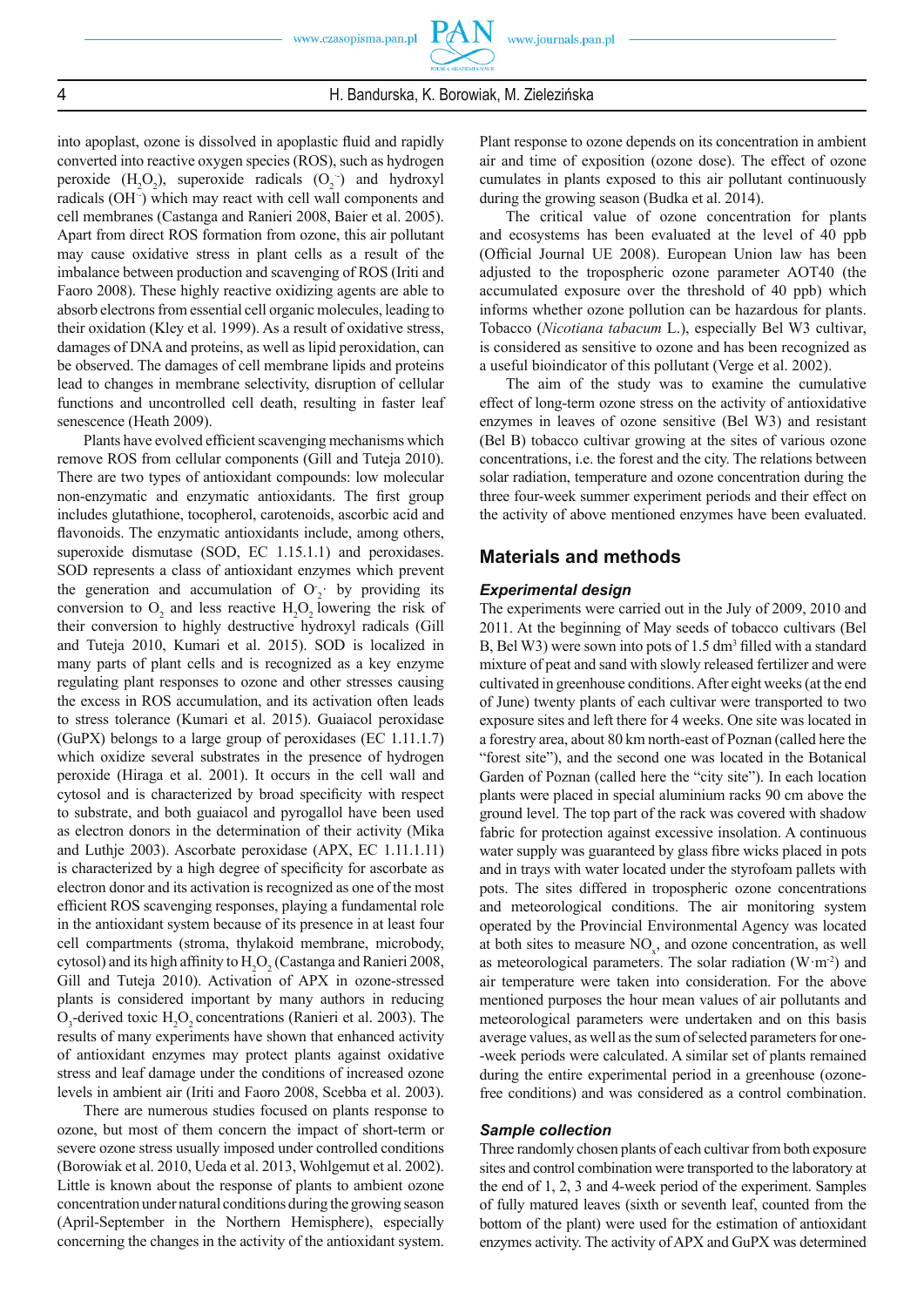into apoplast, ozone is dissolved in apoplastic fluid and rapidly converted into reactive oxygen species (ROS), such as hydrogen peroxide ($H_2O_2$), superoxide radicals ($O_2^{\cdot-}$) and hydroxyl radicals ($OH^{-}$) which may react with cell wall components and cell membranes (Castanga and Ranieri 2008, Baier et al. 2005). Apart from direct ROS formation from ozone, this air pollutant may cause oxidative stress in plant cells as a result of the imbalance between production and scavenging of ROS (Iriti and Faoro 2008). These highly reactive oxidizing agents are able to absorb electrons from essential cell organic molecules, leading to their oxidation (Kley et al. 1999). As a result of oxidative stress, damages of DNA and proteins, as well as lipid peroxidation, can be observed. The damages of cell membrane lipids and proteins lead to changes in membrane selectivity, disruption of cellular functions and uncontrolled cell death, resulting in faster leaf senescence (Heath 2009).

Plants have evolved efficient scavenging mechanisms which remove ROS from cellular components (Gill and Tuteja 2010). There are two types of antioxidant compounds: low molecular non-enzymatic and enzymatic antioxidants. The first group includes glutathione, tocopherol, carotenoids, ascorbic acid and flavonoids. The enzymatic antioxidants include, among others, superoxide dismutase (SOD, EC 1.15.1.1) and peroxidases. SOD represents a class of antioxidant enzymes which prevent the generation and accumulation of $O_2^{\cdot-}$ by providing its conversion to $O_2$ and less reactive $H_2O_2$ lowering the risk of their conversion to highly destructive hydroxyl radicals (Gill and Tuteja 2010, Kumari et al. 2015). SOD is localized in many parts of plant cells and is recognized as a key enzyme regulating plant responses to ozone and other stresses causing the excess in ROS accumulation, and its activation often leads to stress tolerance (Kumari et al. 2015). Guaiacol peroxidase (GuPX) belongs to a large group of peroxidases (EC 1.11.1.7) which oxidize several substrates in the presence of hydrogen peroxide (Hiraga et al. 2001). It occurs in the cell wall and cytosol and is characterized by broad specificity with respect to substrate, and both guaiacol and pyrogallol have been used as electron donors in the determination of their activity (Mika and Luthje 2003). Ascorbate peroxidase (APX, EC 1.11.1.11) is characterized by a high degree of specificity for ascorbate as electron donor and its activation is recognized as one of the most efficient ROS scavenging responses, playing a fundamental role in the antioxidant system because of its presence in at least four cell compartments (stroma, thylakoid membrane, microbody, cytosol) and its high affinity to $H_2O_2$ (Castanga and Ranieri 2008, Gill and Tuteja 2010). Activation of APX in ozone-stressed plants is considered important by many authors in reducing $O_3$-derived toxic $H_2O_2$ concentrations (Ranieri et al. 2003). The results of many experiments have shown that enhanced activity of antioxidant enzymes may protect plants against oxidative stress and leaf damage under the conditions of increased ozone levels in ambient air (Iriti and Faoro 2008, Scebba et al. 2003).

There are numerous studies focused on plants response to ozone, but most of them concern the impact of short-term or severe ozone stress usually imposed under controlled conditions (Borowiak et al. 2010, Ueda et al. 2013, Wohlgemut et al. 2002). Little is known about the response of plants to ambient ozone concentration under natural conditions during the growing season (April-September in the Northern Hemisphere), especially concerning the changes in the activity of the antioxidant system. Plant response to ozone depends on its concentration in ambient air and time of exposition (ozone dose). The effect of ozone cumulates in plants exposed to this air pollutant continuously during the growing season (Budka et al. 2014).

The critical value of ozone concentration for plants and ecosystems has been evaluated at the level of 40 ppb (Official Journal UE 2008). European Union law has been adjusted to the tropospheric ozone parameter AOT40 (the accumulated exposure over the threshold of 40 ppb) which informs whether ozone pollution can be hazardous for plants. Tobacco (*Nicotiana tabacum* L.), especially Bel W3 cultivar, is considered as sensitive to ozone and has been recognized as a useful bioindicator of this pollutant (Verge et al. 2002).

The aim of the study was to examine the cumulative effect of long-term ozone stress on the activity of antioxidative enzymes in leaves of ozone sensitive (Bel W3) and resistant (Bel B) tobacco cultivar growing at the sites of various ozone concentrations, i.e. the forest and the city. The relations between solar radiation, temperature and ozone concentration during the three four-week summer experiment periods and their effect on the activity of above mentioned enzymes have been evaluated.

## Materials and methods

### *Experimental design*

The experiments were carried out in the July of 2009, 2010 and 2011. At the beginning of May seeds of tobacco cultivars (Bel B, Bel W3) were sown into pots of 1.5 dm³ filled with a standard mixture of peat and sand with slowly released fertilizer and were cultivated in greenhouse conditions. After eight weeks (at the end of June) twenty plants of each cultivar were transported to two exposure sites and left there for 4 weeks. One site was located in a forestry area, about 80 km north-east of Poznan (called here the "forest site"), and the second one was located in the Botanical Garden of Poznan (called here the "city site"). In each location plants were placed in special aluminium racks 90 cm above the ground level. The top part of the rack was covered with shadow fabric for protection against excessive insolation. A continuous water supply was guaranteed by glass fibre wicks placed in pots and in trays with water located under the styrofoam pallets with pots. The sites differed in tropospheric ozone concentrations and meteorological conditions. The air monitoring system operated by the Provincial Environmental Agency was located at both sites to measure $NO_x$, and ozone concentration, as well as meteorological parameters. The solar radiation ($W \cdot m^{-2}$) and air temperature were taken into consideration. For the above mentioned purposes the hour mean values of air pollutants and meteorological parameters were undertaken and on this basis average values, as well as the sum of selected parameters for one-week periods were calculated. A similar set of plants remained during the entire experimental period in a greenhouse (ozone-free conditions) and was considered as a control combination.

### *Sample collection*

Three randomly chosen plants of each cultivar from both exposure sites and control combination were transported to the laboratory at the end of 1, 2, 3 and 4-week period of the experiment. Samples of fully matured leaves (sixth or seventh leaf, counted from the bottom of the plant) were used for the estimation of antioxidant enzymes activity. The activity of APX and GuPX was determined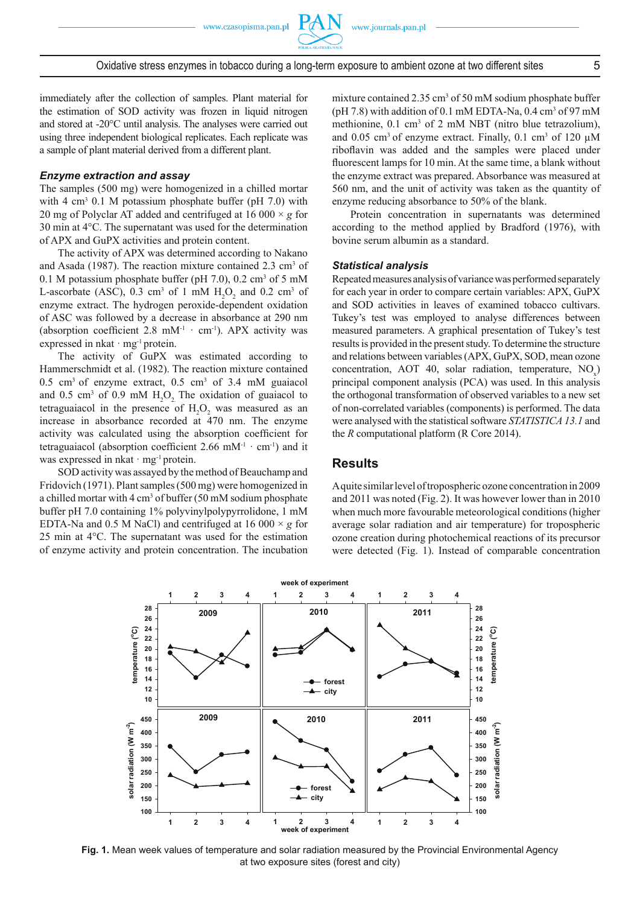immediately after the collection of samples. Plant material for the estimation of SOD activity was frozen in liquid nitrogen and stored at -20°C until analysis. The analyses were carried out using three independent biological replicates. Each replicate was a sample of plant material derived from a different plant.

### *Enzyme extraction and assay*

The samples (500 mg) were homogenized in a chilled mortar with 4 cm$^3$ 0.1 M potassium phosphate buffer (pH 7.0) with 20 mg of Polyclar AT added and centrifuged at 16 000 × *g* for 30 min at 4°C. The supernatant was used for the determination of APX and GuPX activities and protein content.

The activity of APX was determined according to Nakano and Asada (1987). The reaction mixture contained 2.3 cm$^3$ of 0.1 M potassium phosphate buffer (pH 7.0), 0.2 cm$^3$ of 5 mM L-ascorbate (ASC), 0.3 cm$^3$ of 1 mM $H_2O_2$ and 0.2 cm$^3$ of enzyme extract. The hydrogen peroxide-dependent oxidation of ASC was followed by a decrease in absorbance at 290 nm (absorption coefficient 2.8 mM$^{-1}$ · cm$^{-1}$). APX activity was expressed in nkat · mg$^{-1}$ protein.

The activity of GuPX was estimated according to Hammerschmidt et al. (1982). The reaction mixture contained 0.5 cm$^3$ of enzyme extract, 0.5 cm$^3$ of 3.4 mM guaiacol and 0.5 cm$^3$ of 0.9 mM $H_2O_2$. The oxidation of guaiacol to tetraguaiacol in the presence of $H_2O_2$ was measured as an increase in absorbance recorded at 470 nm. The enzyme activity was calculated using the absorption coefficient for tetraguaiacol (absorption coefficient 2.66 mM$^{-1}$ · cm$^{-1}$) and it was expressed in nkat · mg$^{-1}$ protein.

SOD activity was assayed by the method of Beauchamp and Fridovich (1971). Plant samples (500 mg) were homogenized in a chilled mortar with 4 cm$^3$ of buffer (50 mM sodium phosphate buffer pH 7.0 containing 1% polyvinylpolypyrrolidone, 1 mM EDTA-Na and 0.5 M NaCl) and centrifuged at 16 000 × *g* for 25 min at 4°C. The supernatant was used for the estimation of enzyme activity and protein concentration. The incubation mixture contained 2.35 cm$^3$ of 50 mM sodium phosphate buffer (pH 7.8) with addition of 0.1 mM EDTA-Na, 0.4 cm$^3$ of 97 mM methionine, 0.1 cm$^3$ of 2 mM NBT (nitro blue tetrazolium), and 0.05 cm$^3$ of enzyme extract. Finally, 0.1 cm$^3$ of 120 µM riboflavin was added and the samples were placed under fluorescent lamps for 10 min. At the same time, a blank without the enzyme extract was prepared. Absorbance was measured at 560 nm, and the unit of activity was taken as the quantity of enzyme reducing absorbance to 50% of the blank.

Protein concentration in supernatants was determined according to the method applied by Bradford (1976), with bovine serum albumin as a standard.

### *Statistical analysis*

Repeated measures analysis of variance was performed separately for each year in order to compare certain variables: APX, GuPX and SOD activities in leaves of examined tobacco cultivars. Tukey's test was employed to analyse differences between measured parameters. A graphical presentation of Tukey's test results is provided in the present study. To determine the structure and relations between variables (APX, GuPX, SOD, mean ozone concentration, AOT 40, solar radiation, temperature, $NO_x$) principal component analysis (PCA) was used. In this analysis the orthogonal transformation of observed variables to a new set of non-correlated variables (components) is performed. The data were analysed with the statistical software *STATISTICA 13.1* and the *R* computational platform (R Core 2014).

## Results

A quite similar level of tropospheric ozone concentration in 2009 and 2011 was noted (Fig. 2). It was however lower than in 2010 when much more favourable meteorological conditions (higher average solar radiation and air temperature) for tropospheric ozone creation during photochemical reactions of its precursor were detected (Fig. 1). Instead of comparable concentration

**Fig. 1.** Mean week values of temperature and solar radiation measured by the Provincial Environmental Agency at two exposure sites (forest and city)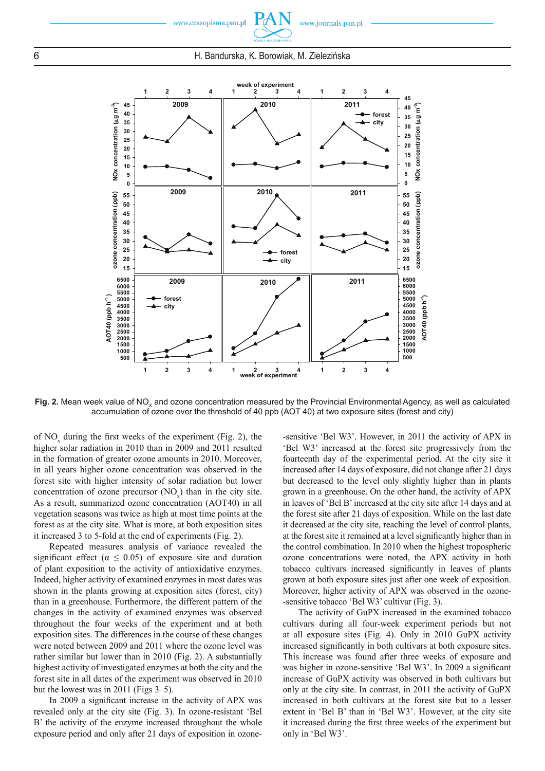**Fig. 2.** Mean week value of $NO_x$ and ozone concentration measured by the Provincial Environmental Agency, as well as calculated accumulation of ozone over the threshold of 40 ppb (AOT 40) at two exposure sites (forest and city)

of $NO_x$ during the first weeks of the experiment (Fig. 2), the higher solar radiation in 2010 than in 2009 and 2011 resulted in the formation of greater ozone amounts in 2010. Moreover, in all years higher ozone concentration was observed in the forest site with higher intensity of solar radiation but lower concentration of ozone precursor ($NO_x$) than in the city site. As a result, summarized ozone concentration (AOT40) in all vegetation seasons was twice as high at most time points at the forest as at the city site. What is more, at both exposition sites it increased 3 to 5-fold at the end of experiments (Fig. 2).

Repeated measures analysis of variance revealed the significant effect ($\alpha \leq 0.05$) of exposure site and duration of plant exposition to the activity of antioxidative enzymes. Indeed, higher activity of examined enzymes in most dates was shown in the plants growing at exposition sites (forest, city) than in a greenhouse. Furthermore, the different pattern of the changes in the activity of examined enzymes was observed throughout the four weeks of the experiment and at both exposition sites. The differences in the course of these changes were noted between 2009 and 2011 where the ozone level was rather similar but lower than in 2010 (Fig. 2). A substantially highest activity of investigated enzymes at both the city and the forest site in all dates of the experiment was observed in 2010 but the lowest was in 2011 (Figs 3–5).

In 2009 a significant increase in the activity of APX was revealed only at the city site (Fig. 3). In ozone-resistant 'Bel B' the activity of the enzyme increased throughout the whole exposure period and only after 21 days of exposition in ozone-sensitive 'Bel W3'. However, in 2011 the activity of APX in 'Bel W3' increased at the forest site progressively from the fourteenth day of the experimental period. At the city site it increased after 14 days of exposure, did not change after 21 days but decreased to the level only slightly higher than in plants grown in a greenhouse. On the other hand, the activity of APX in leaves of 'Bel B' increased at the city site after 14 days and at the forest site after 21 days of exposition. While on the last date it decreased at the city site, reaching the level of control plants, at the forest site it remained at a level significantly higher than in the control combination. In 2010 when the highest tropospheric ozone concentrations were noted, the APX activity in both tobacco cultivars increased significantly in leaves of plants grown at both exposure sites just after one week of exposition. Moreover, higher activity of APX was observed in the ozone-sensitive tobacco 'Bel W3' cultivar (Fig. 3).

The activity of GuPX increased in the examined tobacco cultivars during all four-week experiment periods but not at all exposure sites (Fig. 4). Only in 2010 GuPX activity increased significantly in both cultivars at both exposure sites. This increase was found after three weeks of exposure and was higher in ozone-sensitive 'Bel W3'. In 2009 a significant increase of GuPX activity was observed in both cultivars but only at the city site. In contrast, in 2011 the activity of GuPX increased in both cultivars at the forest site but to a lesser extent in 'Bel B' than in 'Bel W3'. However, at the city site it increased during the first three weeks of the experiment but only in 'Bel W3'.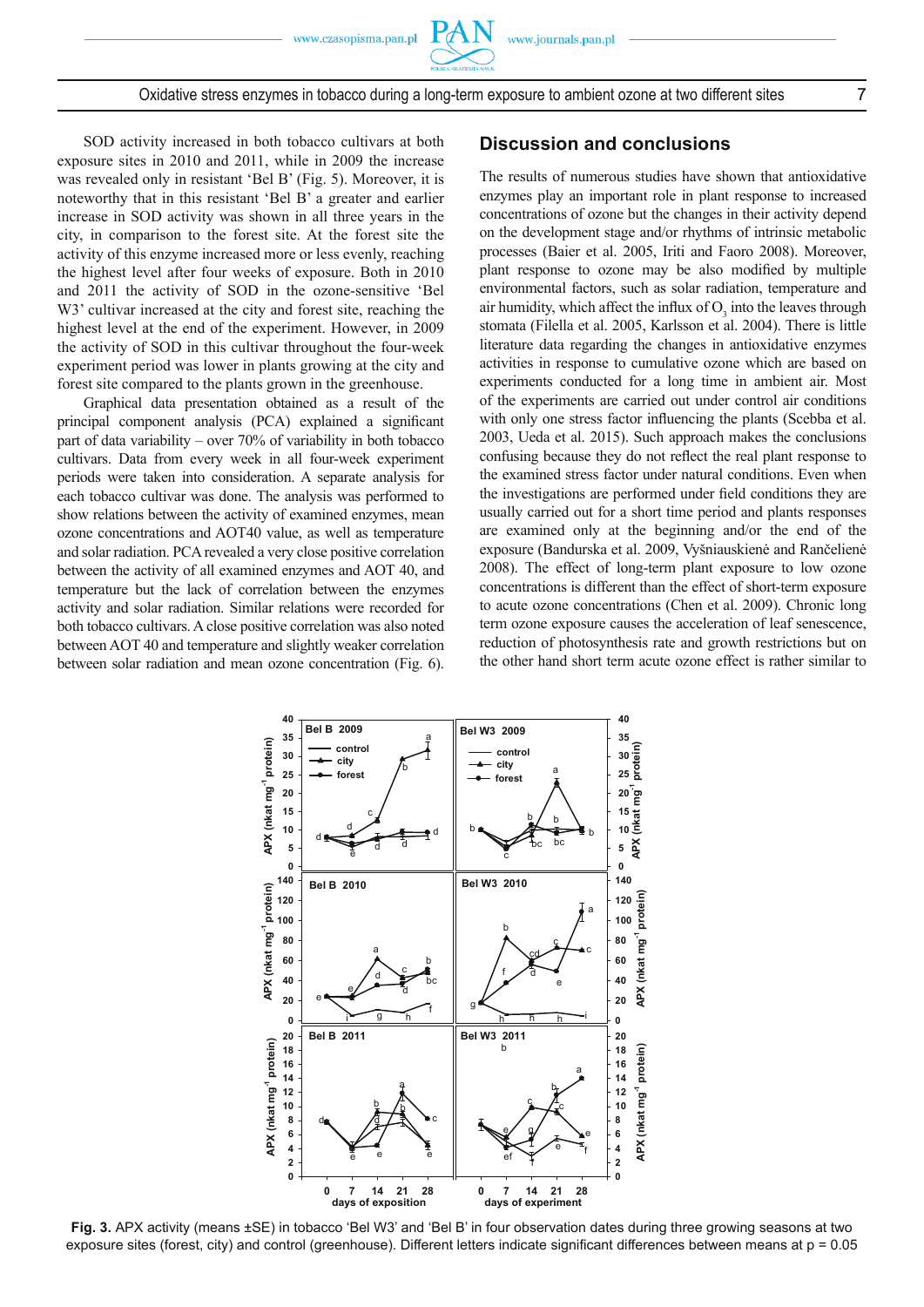SOD activity increased in both tobacco cultivars at both exposure sites in 2010 and 2011, while in 2009 the increase was revealed only in resistant 'Bel B' (Fig. 5). Moreover, it is noteworthy that in this resistant 'Bel B' a greater and earlier increase in SOD activity was shown in all three years in the city, in comparison to the forest site. At the forest site the activity of this enzyme increased more or less evenly, reaching the highest level after four weeks of exposure. Both in 2010 and 2011 the activity of SOD in the ozone-sensitive 'Bel W3' cultivar increased at the city and forest site, reaching the highest level at the end of the experiment. However, in 2009 the activity of SOD in this cultivar throughout the four-week experiment period was lower in plants growing at the city and forest site compared to the plants grown in the greenhouse.

Graphical data presentation obtained as a result of the principal component analysis (PCA) explained a significant part of data variability – over 70% of variability in both tobacco cultivars. Data from every week in all four-week experiment periods were taken into consideration. A separate analysis for each tobacco cultivar was done. The analysis was performed to show relations between the activity of examined enzymes, mean ozone concentrations and AOT40 value, as well as temperature and solar radiation. PCA revealed a very close positive correlation between the activity of all examined enzymes and AOT 40, and temperature but the lack of correlation between the enzymes activity and solar radiation. Similar relations were recorded for both tobacco cultivars. A close positive correlation was also noted between AOT 40 and temperature and slightly weaker correlation between solar radiation and mean ozone concentration (Fig. 6).

## Discussion and conclusions

The results of numerous studies have shown that antioxidative enzymes play an important role in plant response to increased concentrations of ozone but the changes in their activity depend on the development stage and/or rhythms of intrinsic metabolic processes (Baier et al. 2005, Iriti and Faoro 2008). Moreover, plant response to ozone may be also modified by multiple environmental factors, such as solar radiation, temperature and air humidity, which affect the influx of $O_3$ into the leaves through stomata (Filella et al. 2005, Karlsson et al. 2004). There is little literature data regarding the changes in antioxidative enzymes activities in response to cumulative ozone which are based on experiments conducted for a long time in ambient air. Most of the experiments are carried out under control air conditions with only one stress factor influencing the plants (Scebba et al. 2003, Ueda et al. 2015). Such approach makes the conclusions confusing because they do not reflect the real plant response to the examined stress factor under natural conditions. Even when the investigations are performed under field conditions they are usually carried out for a short time period and plants responses are examined only at the beginning and/or the end of the exposure (Bandurska et al. 2009, Vyšniauskienė and Rančelienė 2008). The effect of long-term plant exposure to low ozone concentrations is different than the effect of short-term exposure to acute ozone concentrations (Chen et al. 2009). Chronic long term ozone exposure causes the acceleration of leaf senescence, reduction of photosynthesis rate and growth restrictions but on the other hand short term acute ozone effect is rather similar to

**Fig. 3.** APX activity (means ±SE) in tobacco 'Bel W3' and 'Bel B' in four observation dates during three growing seasons at two exposure sites (forest, city) and control (greenhouse). Different letters indicate significant differences between means at p = 0.05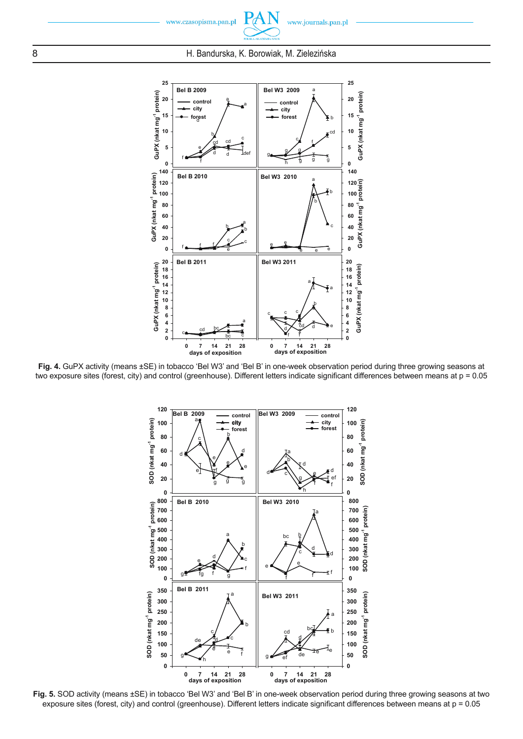**Fig. 4.** GuPX activity (means ±SE) in tobacco 'Bel W3' and 'Bel B' in one-week observation period during three growing seasons at two exposure sites (forest, city) and control (greenhouse). Different letters indicate significant differences between means at p = 0.05

**Fig. 5.** SOD activity (means ±SE) in tobacco 'Bel W3' and 'Bel B' in one-week observation period during three growing seasons at two exposure sites (forest, city) and control (greenhouse). Different letters indicate significant differences between means at p = 0.05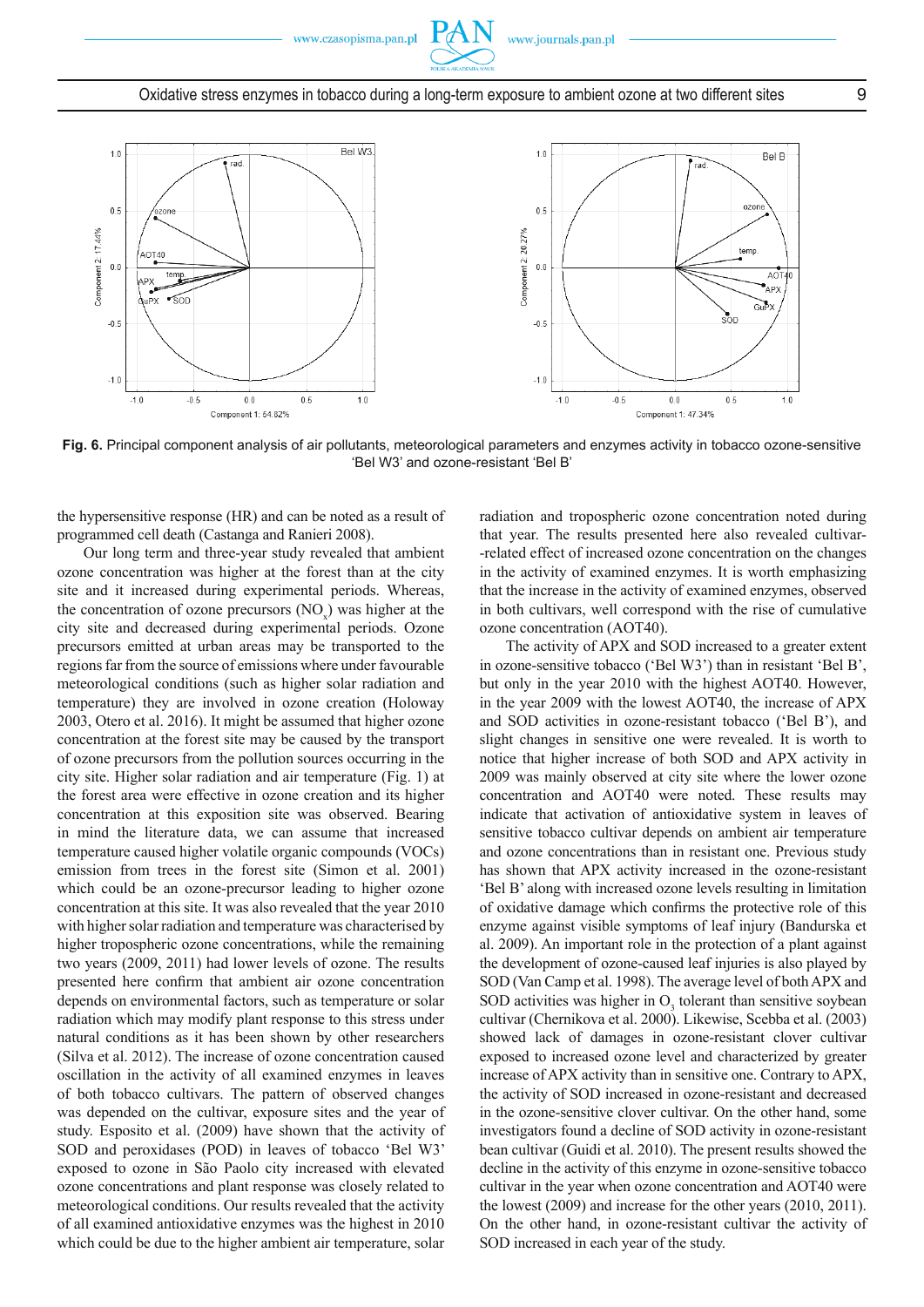**Fig. 6.** Principal component analysis of air pollutants, meteorological parameters and enzymes activity in tobacco ozone-sensitive 'Bel W3' and ozone-resistant 'Bel B'

the hypersensitive response (HR) and can be noted as a result of programmed cell death (Castanga and Ranieri 2008).

Our long term and three-year study revealed that ambient ozone concentration was higher at the forest than at the city site and it increased during experimental periods. Whereas, the concentration of ozone precursors ($NO_x$) was higher at the city site and decreased during experimental periods. Ozone precursors emitted at urban areas may be transported to the regions far from the source of emissions where under favourable meteorological conditions (such as higher solar radiation and temperature) they are involved in ozone creation (Holoway 2003, Otero et al. 2016). It might be assumed that higher ozone concentration at the forest site may be caused by the transport of ozone precursors from the pollution sources occurring in the city site. Higher solar radiation and air temperature (Fig. 1) at the forest area were effective in ozone creation and its higher concentration at this exposition site was observed. Bearing in mind the literature data, we can assume that increased temperature caused higher volatile organic compounds (VOCs) emission from trees in the forest site (Simon et al. 2001) which could be an ozone-precursor leading to higher ozone concentration at this site. It was also revealed that the year 2010 with higher solar radiation and temperature was characterised by higher tropospheric ozone concentrations, while the remaining two years (2009, 2011) had lower levels of ozone. The results presented here confirm that ambient air ozone concentration depends on environmental factors, such as temperature or solar radiation which may modify plant response to this stress under natural conditions as it has been shown by other researchers (Silva et al. 2012). The increase of ozone concentration caused oscillation in the activity of all examined enzymes in leaves of both tobacco cultivars. The pattern of observed changes was depended on the cultivar, exposure sites and the year of study. Esposito et al. (2009) have shown that the activity of SOD and peroxidases (POD) in leaves of tobacco 'Bel W3' exposed to ozone in São Paolo city increased with elevated ozone concentrations and plant response was closely related to meteorological conditions. Our results revealed that the activity of all examined antioxidative enzymes was the highest in 2010 which could be due to the higher ambient air temperature, solar radiation and tropospheric ozone concentration noted during that year. The results presented here also revealed cultivar-related effect of increased ozone concentration on the changes in the activity of examined enzymes. It is worth emphasizing that the increase in the activity of examined enzymes, observed in both cultivars, well correspond with the rise of cumulative ozone concentration (AOT40).

The activity of APX and SOD increased to a greater extent in ozone-sensitive tobacco ('Bel W3') than in resistant 'Bel B', but only in the year 2010 with the highest AOT40. However, in the year 2009 with the lowest AOT40, the increase of APX and SOD activities in ozone-resistant tobacco ('Bel B'), and slight changes in sensitive one were revealed. It is worth to notice that higher increase of both SOD and APX activity in 2009 was mainly observed at city site where the lower ozone concentration and AOT40 were noted. These results may indicate that activation of antioxidative system in leaves of sensitive tobacco cultivar depends on ambient air temperature and ozone concentrations than in resistant one. Previous study has shown that APX activity increased in the ozone-resistant 'Bel B' along with increased ozone levels resulting in limitation of oxidative damage which confirms the protective role of this enzyme against visible symptoms of leaf injury (Bandurska et al. 2009). An important role in the protection of a plant against the development of ozone-caused leaf injuries is also played by SOD (Van Camp et al. 1998). The average level of both APX and SOD activities was higher in $O_3$ tolerant than sensitive soybean cultivar (Chernikova et al. 2000). Likewise, Scebba et al. (2003) showed lack of damages in ozone-resistant clover cultivar exposed to increased ozone level and characterized by greater increase of APX activity than in sensitive one. Contrary to APX, the activity of SOD increased in ozone-resistant and decreased in the ozone-sensitive clover cultivar. On the other hand, some investigators found a decline of SOD activity in ozone-resistant bean cultivar (Guidi et al. 2010). The present results showed the decline in the activity of this enzyme in ozone-sensitive tobacco cultivar in the year when ozone concentration and AOT40 were the lowest (2009) and increase for the other years (2010, 2011). On the other hand, in ozone-resistant cultivar the activity of SOD increased in each year of the study.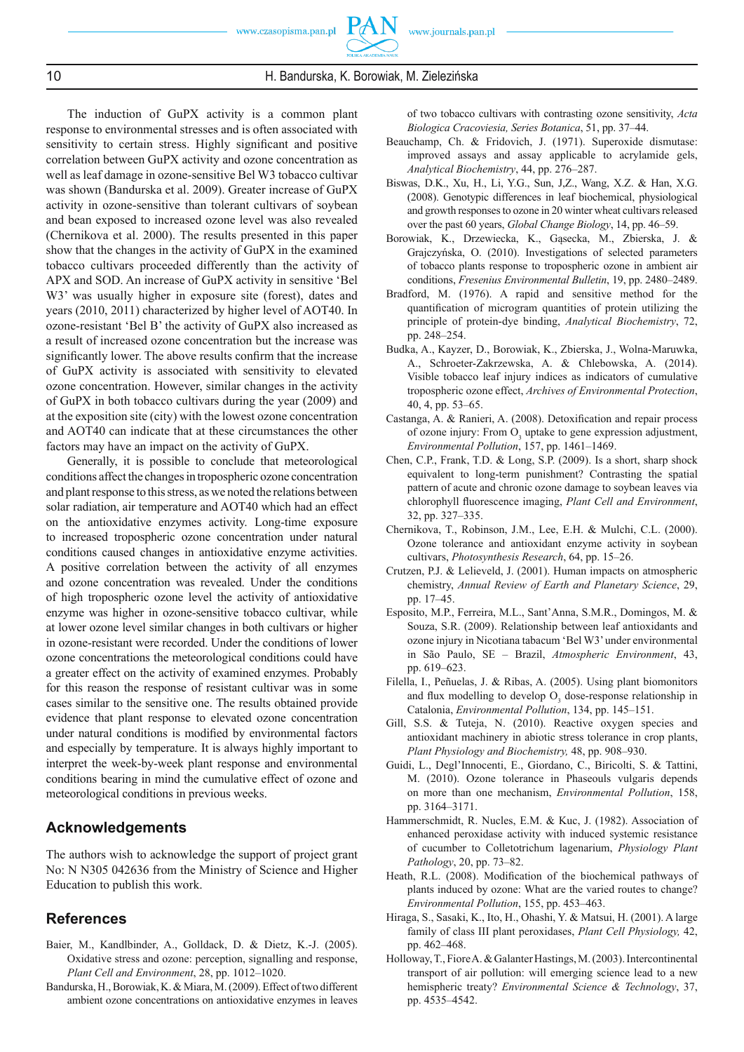The induction of GuPX activity is a common plant response to environmental stresses and is often associated with sensitivity to certain stress. Highly significant and positive correlation between GuPX activity and ozone concentration as well as leaf damage in ozone-sensitive Bel W3 tobacco cultivar was shown (Bandurska et al. 2009). Greater increase of GuPX activity in ozone-sensitive than tolerant cultivars of soybean and bean exposed to increased ozone level was also revealed (Chernikova et al. 2000). The results presented in this paper show that the changes in the activity of GuPX in the examined tobacco cultivars proceeded differently than the activity of APX and SOD. An increase of GuPX activity in sensitive 'Bel W3' was usually higher in exposure site (forest), dates and years (2010, 2011) characterized by higher level of AOT40. In ozone-resistant 'Bel B' the activity of GuPX also increased as a result of increased ozone concentration but the increase was significantly lower. The above results confirm that the increase of GuPX activity is associated with sensitivity to elevated ozone concentration. However, similar changes in the activity of GuPX in both tobacco cultivars during the year (2009) and at the exposition site (city) with the lowest ozone concentration and AOT40 can indicate that at these circumstances the other factors may have an impact on the activity of GuPX.

Generally, it is possible to conclude that meteorological conditions affect the changes in tropospheric ozone concentration and plant response to this stress, as we noted the relations between solar radiation, air temperature and AOT40 which had an effect on the antioxidative enzymes activity. Long-time exposure to increased tropospheric ozone concentration under natural conditions caused changes in antioxidative enzyme activities. A positive correlation between the activity of all enzymes and ozone concentration was revealed. Under the conditions of high tropospheric ozone level the activity of antioxidative enzyme was higher in ozone-sensitive tobacco cultivar, while at lower ozone level similar changes in both cultivars or higher in ozone-resistant were recorded. Under the conditions of lower ozone concentrations the meteorological conditions could have a greater effect on the activity of examined enzymes. Probably for this reason the response of resistant cultivar was in some cases similar to the sensitive one. The results obtained provide evidence that plant response to elevated ozone concentration under natural conditions is modified by environmental factors and especially by temperature. It is always highly important to interpret the week-by-week plant response and environmental conditions bearing in mind the cumulative effect of ozone and meteorological conditions in previous weeks.

## Acknowledgements

The authors wish to acknowledge the support of project grant No: N N305 042636 from the Ministry of Science and Higher Education to publish this work.

## References

Baier, M., Kandlbinder, A., Golldack, D. & Dietz, K.-J. (2005). Oxidative stress and ozone: perception, signalling and response, *Plant Cell and Environment*, 28, pp. 1012–1020.

Bandurska, H., Borowiak, K. & Miara, M. (2009). Effect of two different ambient ozone concentrations on antioxidative enzymes in leaves of two tobacco cultivars with contrasting ozone sensitivity, *Acta Biologica Cracoviesia, Series Botanica*, 51, pp. 37–44.

Beauchamp, Ch. & Fridovich, J. (1971). Superoxide dismutase: improved assays and assay applicable to acrylamide gels, *Analytical Biochemistry*, 44, pp. 276–287.

Biswas, D.K., Xu, H., Li, Y.G., Sun, J,Z., Wang, X.Z. & Han, X.G. (2008). Genotypic differences in leaf biochemical, physiological and growth responses to ozone in 20 winter wheat cultivars released over the past 60 years, *Global Change Biology*, 14, pp. 46–59.

Borowiak, K., Drzewiecka, K., Gąsecka, M., Zbierska, J. & Grajczyńska, O. (2010). Investigations of selected parameters of tobacco plants response to tropospheric ozone in ambient air conditions, *Fresenius Environmental Bulletin*, 19, pp. 2480–2489.

Bradford, M. (1976). A rapid and sensitive method for the quantification of microgram quantities of protein utilizing the principle of protein-dye binding, *Analytical Biochemistry*, 72, pp. 248–254.

Budka, A., Kayzer, D., Borowiak, K., Zbierska, J., Wolna-Maruwka, A., Schroeter-Zakrzewska, A. & Chlebowska, A. (2014). Visible tobacco leaf injury indices as indicators of cumulative tropospheric ozone effect, *Archives of Environmental Protection*, 40, 4, pp. 53–65.

Castanga, A. & Ranieri, A. (2008). Detoxification and repair process of ozone injury: From $O_3$ uptake to gene expression adjustment, *Environmental Pollution*, 157, pp. 1461–1469.

Chen, C.P., Frank, T.D. & Long, S.P. (2009). Is a short, sharp shock equivalent to long-term punishment? Contrasting the spatial pattern of acute and chronic ozone damage to soybean leaves via chlorophyll fluorescence imaging, *Plant Cell and Environment*, 32, pp. 327–335.

Chernikova, T., Robinson, J.M., Lee, E.H. & Mulchi, C.L. (2000). Ozone tolerance and antioxidant enzyme activity in soybean cultivars, *Photosynthesis Research*, 64, pp. 15–26.

Crutzen, P.J. & Lelieveld, J. (2001). Human impacts on atmospheric chemistry, *Annual Review of Earth and Planetary Science*, 29, pp. 17–45.

Esposito, M.P., Ferreira, M.L., Sant'Anna, S.M.R., Domingos, M. & Souza, S.R. (2009). Relationship between leaf antioxidants and ozone injury in Nicotiana tabacum 'Bel W3' under environmental in São Paulo, SE – Brazil, *Atmospheric Environment*, 43, pp. 619–623.

Filella, I., Peñuelas, J. & Ribas, A. (2005). Using plant biomonitors and flux modelling to develop $O_3$ dose-response relationship in Catalonia, *Environmental Pollution*, 134, pp. 145–151.

Gill, S.S. & Tuteja, N. (2010). Reactive oxygen species and antioxidant machinery in abiotic stress tolerance in crop plants, *Plant Physiology and Biochemistry,* 48, pp. 908–930.

Guidi, L., Degl'Innocenti, E., Giordano, C., Biricolti, S. & Tattini, M. (2010). Ozone tolerance in Phaseouls vulgaris depends on more than one mechanism, *Environmental Pollution*, 158, pp. 3164–3171.

Hammerschmidt, R. Nucles, E.M. & Kuc, J. (1982). Association of enhanced peroxidase activity with induced systemic resistance of cucumber to Colletotrichum lagenarium, *Physiology Plant Pathology*, 20, pp. 73–82.

Heath, R.L. (2008). Modification of the biochemical pathways of plants induced by ozone: What are the varied routes to change? *Environmental Pollution*, 155, pp. 453–463.

Hiraga, S., Sasaki, K., Ito, H., Ohashi, Y. & Matsui, H. (2001). A large family of class III plant peroxidases, *Plant Cell Physiology,* 42, pp. 462–468.

Holloway, T., Fiore A. & Galanter Hastings, M. (2003). Intercontinental transport of air pollution: will emerging science lead to a new hemispheric treaty? *Environmental Science & Technology*, 37, pp. 4535–4542.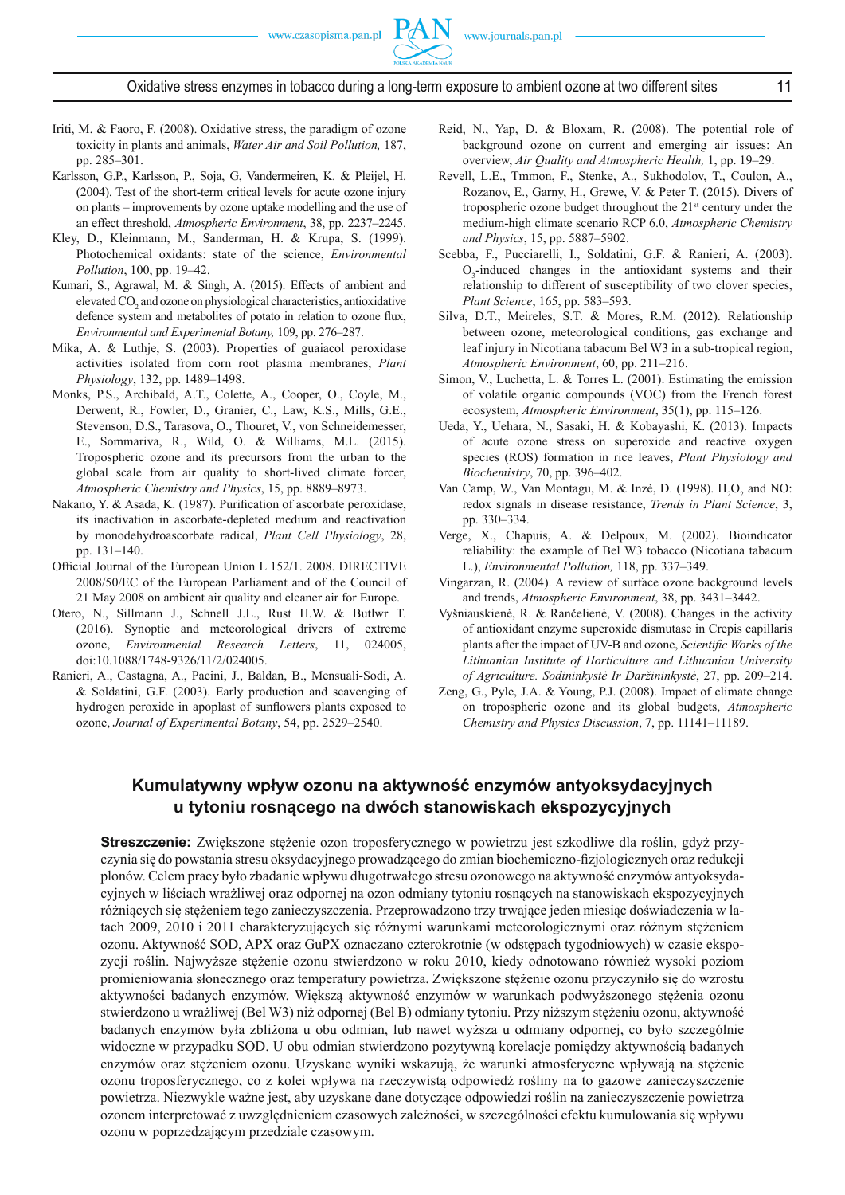Iriti, M. & Faoro, F. (2008). Oxidative stress, the paradigm of ozone toxicity in plants and animals, *Water Air and Soil Pollution,* 187, pp. 285–301.

Karlsson, G.P., Karlsson, P., Soja, G, Vandermeiren, K. & Pleijel, H. (2004). Test of the short-term critical levels for acute ozone injury on plants – improvements by ozone uptake modelling and the use of an effect threshold, *Atmospheric Environment*, 38, pp. 2237–2245.

Kley, D., Kleinmann, M., Sanderman, H. & Krupa, S. (1999). Photochemical oxidants: state of the science, *Environmental Pollution*, 100, pp. 19–42.

Kumari, S., Agrawal, M. & Singh, A. (2015). Effects of ambient and elevated $CO_2$ and ozone on physiological characteristics, antioxidative defence system and metabolites of potato in relation to ozone flux, *Environmental and Experimental Botany,* 109, pp. 276–287.

Mika, A. & Luthje, S. (2003). Properties of guaiacol peroxidase activities isolated from corn root plasma membranes, *Plant Physiology*, 132, pp. 1489–1498.

Monks, P.S., Archibald, A.T., Colette, A., Cooper, O., Coyle, M., Derwent, R., Fowler, D., Granier, C., Law, K.S., Mills, G.E., Stevenson, D.S., Tarasova, O., Thouret, V., von Schneidemesser, E., Sommariva, R., Wild, O. & Williams, M.L. (2015). Tropospheric ozone and its precursors from the urban to the global scale from air quality to short-lived climate forcer, *Atmospheric Chemistry and Physics*, 15, pp. 8889–8973.

Nakano, Y. & Asada, K. (1987). Purification of ascorbate peroxidase, its inactivation in ascorbate-depleted medium and reactivation by monodehydroascorbate radical, *Plant Cell Physiology*, 28, pp. 131–140.

Official Journal of the European Union L 152/1. 2008. DIRECTIVE 2008/50/EC of the European Parliament and of the Council of 21 May 2008 on ambient air quality and cleaner air for Europe.

Otero, N., Sillmann J., Schnell J.L., Rust H.W. & Butlwr T. (2016). Synoptic and meteorological drivers of extreme ozone, *Environmental Research Letters*, 11, 024005, doi:10.1088/1748-9326/11/2/024005.

Ranieri, A., Castagna, A., Pacini, J., Baldan, B., Mensuali-Sodi, A. & Soldatini, G.F. (2003). Early production and scavenging of hydrogen peroxide in apoplast of sunflowers plants exposed to ozone, *Journal of Experimental Botany*, 54, pp. 2529–2540.

Reid, N., Yap, D. & Bloxam, R. (2008). The potential role of background ozone on current and emerging air issues: An overview, *Air Quality and Atmospheric Health,* 1, pp. 19–29.

Revell, L.E., Tmmon, F., Stenke, A., Sukhodolov, T., Coulon, A., Rozanov, E., Garny, H., Grewe, V. & Peter T. (2015). Divers of tropospheric ozone budget throughout the 21st century under the medium-high climate scenario RCP 6.0, *Atmospheric Chemistry and Physics*, 15, pp. 5887–5902.

Scebba, F., Pucciarelli, I., Soldatini, G.F. & Ranieri, A. (2003). $O_3$-induced changes in the antioxidant systems and their relationship to different of susceptibility of two clover species, *Plant Science*, 165, pp. 583–593.

Silva, D.T., Meireles, S.T. & Mores, R.M. (2012). Relationship between ozone, meteorological conditions, gas exchange and leaf injury in Nicotiana tabacum Bel W3 in a sub-tropical region, *Atmospheric Environment*, 60, pp. 211–216.

Simon, V., Luchetta, L. & Torres L. (2001). Estimating the emission of volatile organic compounds (VOC) from the French forest ecosystem, *Atmospheric Environment*, 35(1), pp. 115–126.

Ueda, Y., Uehara, N., Sasaki, H. & Kobayashi, K. (2013). Impacts of acute ozone stress on superoxide and reactive oxygen species (ROS) formation in rice leaves, *Plant Physiology and Biochemistry*, 70, pp. 396–402.

Van Camp, W., Van Montagu, M. & Inzè, D. (1998). $H_2O_2$ and NO: redox signals in disease resistance, *Trends in Plant Science*, 3, pp. 330–334.

Verge, X., Chapuis, A. & Delpoux, M. (2002). Bioindicator reliability: the example of Bel W3 tobacco (Nicotiana tabacum L.), *Environmental Pollution,* 118, pp. 337–349.

Vingarzan, R. (2004). A review of surface ozone background levels and trends, *Atmospheric Environment*, 38, pp. 3431–3442.

Vyšniauskienė, R. & Rančelienė, V. (2008). Changes in the activity of antioxidant enzyme superoxide dismutase in Crepis capillaris plants after the impact of UV-B and ozone, *Scientific Works of the Lithuanian Institute of Horticulture and Lithuanian University of Agriculture. Sodininkystė Ir Daržininkystė*, 27, pp. 209–214.

Zeng, G., Pyle, J.A. & Young, P.J. (2008). Impact of climate change on tropospheric ozone and its global budgets, *Atmospheric Chemistry and Physics Discussion*, 7, pp. 11141–11189.

## Kumulatywny wpływ ozonu na aktywność enzymów antyoksydacyjnych u tytoniu rosnącego na dwóch stanowiskach ekspozycyjnych

**Streszczenie:** Zwiększone stężenie ozon troposferycznego w powietrzu jest szkodliwe dla roślin, gdyż przyczynia się do powstania stresu oksydacyjnego prowadzącego do zmian biochemiczno-fizjologicznych oraz redukcji plonów. Celem pracy było zbadanie wpływu długotrwałego stresu ozonowego na aktywność enzymów antyoksydacyjnych w liściach wrażliwej oraz odpornej na ozon odmiany tytoniu rosnących na stanowiskach ekspozycyjnych różniących się stężeniem tego zanieczyszczenia. Przeprowadzono trzy trwające jeden miesiąc doświadczenia w latach 2009, 2010 i 2011 charakteryzujących się różnymi warunkami meteorologicznymi oraz różnym stężeniem ozonu. Aktywność SOD, APX oraz GuPX oznaczano czterokrotnie (w odstępach tygodniowych) w czasie ekspozycji roślin. Najwyższe stężenie ozonu stwierdzono w roku 2010, kiedy odnotowano również wysoki poziom promieniowania słonecznego oraz temperatury powietrza. Zwiększone stężenie ozonu przyczyniło się do wzrostu aktywności badanych enzymów. Większą aktywność enzymów w warunkach podwyższonego stężenia ozonu stwierdzono u wrażliwej (Bel W3) niż odpornej (Bel B) odmiany tytoniu. Przy niższym stężeniu ozonu, aktywność badanych enzymów była zbliżona u obu odmian, lub nawet wyższa u odmiany odpornej, co było szczególnie widoczne w przypadku SOD. U obu odmian stwierdzono pozytywną korelacje pomiędzy aktywnością badanych enzymów oraz stężeniem ozonu. Uzyskane wyniki wskazują, że warunki atmosferyczne wpływają na stężenie ozonu troposferycznego, co z kolei wpływa na rzeczywistą odpowiedź rośliny na to gazowe zanieczyszczenie powietrza. Niezwykle ważne jest, aby uzyskane dane dotyczące odpowiedzi roślin na zanieczyszczenie powietrza ozonem interpretować z uwzględnieniem czasowych zależności, w szczególności efektu kumulowania się wpływu ozonu w poprzedzającym przedziale czasowym.